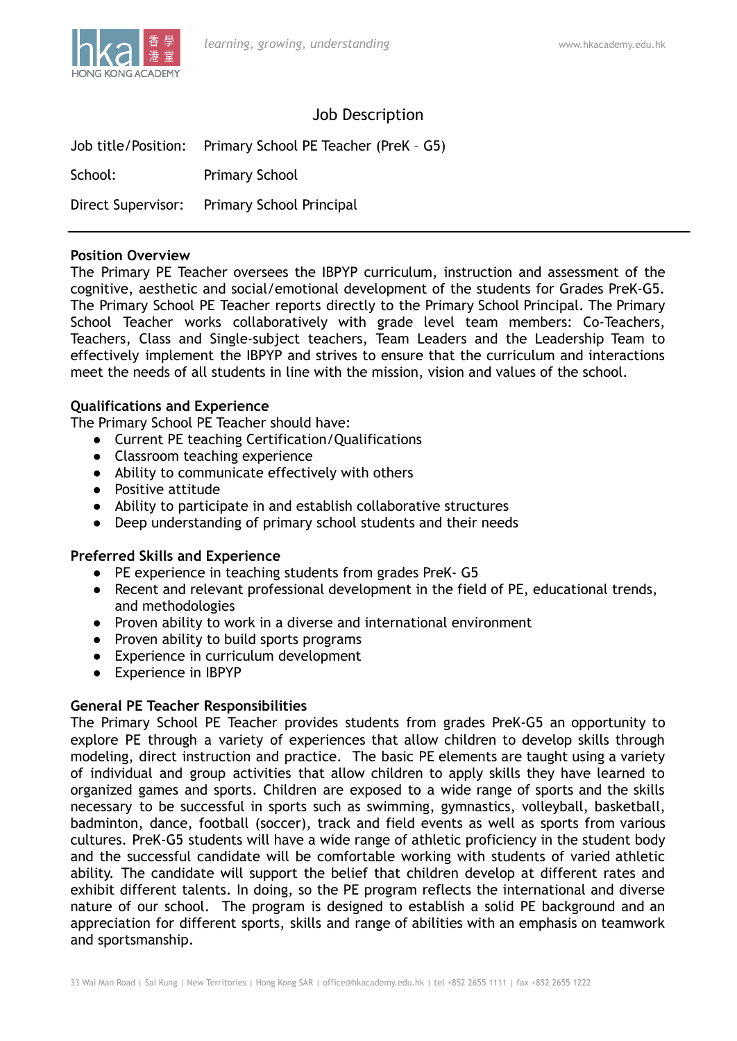# Job Description

| | |
|---|---|
| Job title/Position: | Primary School PE Teacher (PreK – G5) |
| School: | Primary School |
| Direct Supervisor: | Primary School Principal |

---

**Position Overview**

The Primary PE Teacher oversees the IBPYP curriculum, instruction and assessment of the cognitive, aesthetic and social/emotional development of the students for Grades PreK-G5. The Primary School PE Teacher reports directly to the Primary School Principal. The Primary School Teacher works collaboratively with grade level team members: Co-Teachers, Teachers, Class and Single-subject teachers, Team Leaders and the Leadership Team to effectively implement the IBPYP and strives to ensure that the curriculum and interactions meet the needs of all students in line with the mission, vision and values of the school.

**Qualifications and Experience**

The Primary School PE Teacher should have:

- Current PE teaching Certification/Qualifications
- Classroom teaching experience
- Ability to communicate effectively with others
- Positive attitude
- Ability to participate in and establish collaborative structures
- Deep understanding of primary school students and their needs

**Preferred Skills and Experience**

- PE experience in teaching students from grades PreK- G5
- Recent and relevant professional development in the field of PE, educational trends, and methodologies
- Proven ability to work in a diverse and international environment
- Proven ability to build sports programs
- Experience in curriculum development
- Experience in IBPYP

**General PE Teacher Responsibilities**

The Primary School PE Teacher provides students from grades PreK-G5 an opportunity to explore PE through a variety of experiences that allow children to develop skills through modeling, direct instruction and practice. The basic PE elements are taught using a variety of individual and group activities that allow children to apply skills they have learned to organized games and sports. Children are exposed to a wide range of sports and the skills necessary to be successful in sports such as swimming, gymnastics, volleyball, basketball, badminton, dance, football (soccer), track and field events as well as sports from various cultures. PreK-G5 students will have a wide range of athletic proficiency in the student body and the successful candidate will be comfortable working with students of varied athletic ability. The candidate will support the belief that children develop at different rates and exhibit different talents. In doing, so the PE program reflects the international and diverse nature of our school. The program is designed to establish a solid PE background and an appreciation for different sports, skills and range of abilities with an emphasis on teamwork and sportsmanship.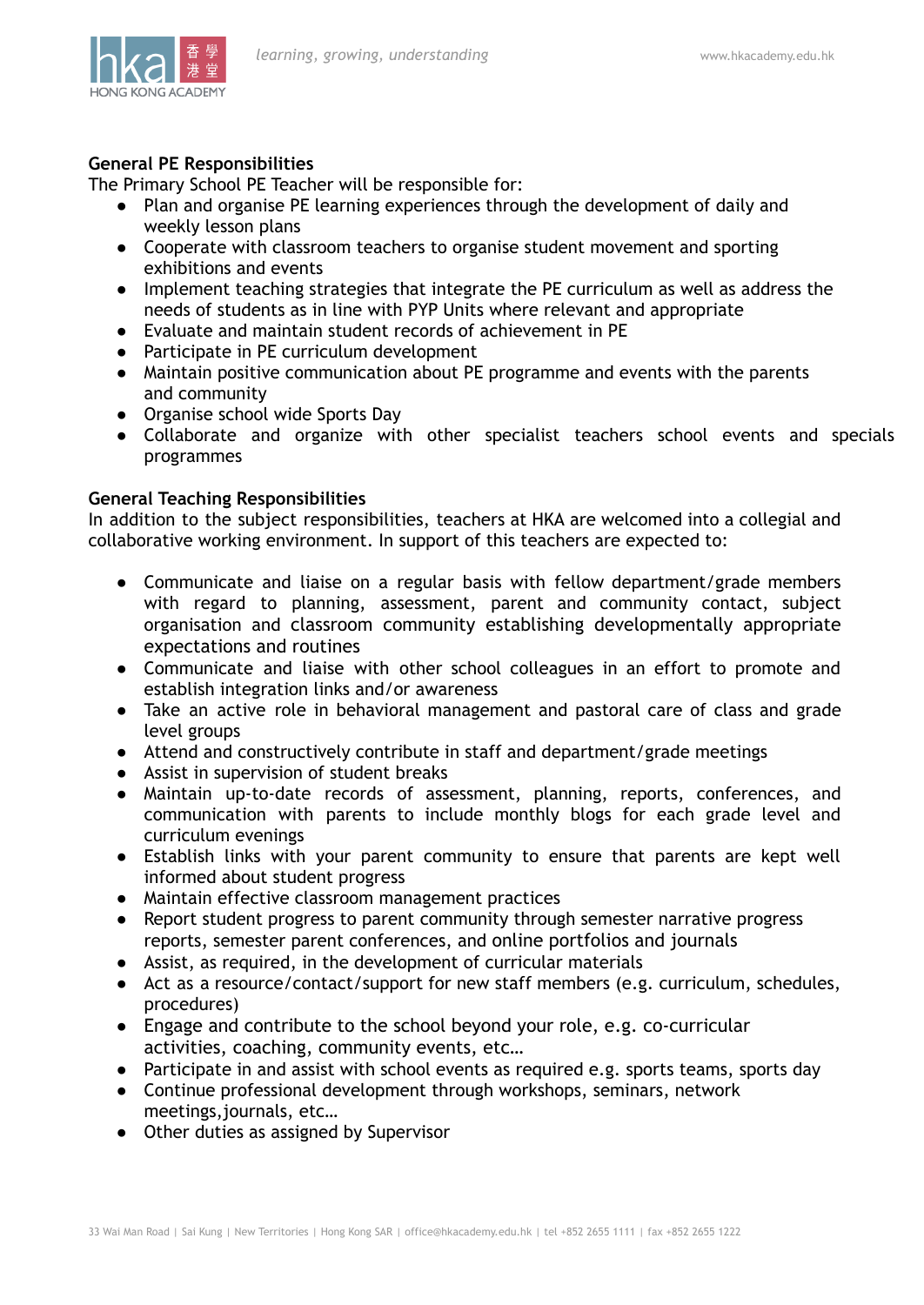**General PE Responsibilities**

The Primary School PE Teacher will be responsible for:

- Plan and organise PE learning experiences through the development of daily and weekly lesson plans
- Cooperate with classroom teachers to organise student movement and sporting exhibitions and events
- Implement teaching strategies that integrate the PE curriculum as well as address the needs of students as in line with PYP Units where relevant and appropriate
- Evaluate and maintain student records of achievement in PE
- Participate in PE curriculum development
- Maintain positive communication about PE programme and events with the parents and community
- Organise school wide Sports Day
- Collaborate and organize with other specialist teachers school events and specials programmes

**General Teaching Responsibilities**

In addition to the subject responsibilities, teachers at HKA are welcomed into a collegial and collaborative working environment. In support of this teachers are expected to:

- Communicate and liaise on a regular basis with fellow department/grade members with regard to planning, assessment, parent and community contact, subject organisation and classroom community establishing developmentally appropriate expectations and routines
- Communicate and liaise with other school colleagues in an effort to promote and establish integration links and/or awareness
- Take an active role in behavioral management and pastoral care of class and grade level groups
- Attend and constructively contribute in staff and department/grade meetings
- Assist in supervision of student breaks
- Maintain up-to-date records of assessment, planning, reports, conferences, and communication with parents to include monthly blogs for each grade level and curriculum evenings
- Establish links with your parent community to ensure that parents are kept well informed about student progress
- Maintain effective classroom management practices
- Report student progress to parent community through semester narrative progress reports, semester parent conferences, and online portfolios and journals
- Assist, as required, in the development of curricular materials
- Act as a resource/contact/support for new staff members (e.g. curriculum, schedules, procedures)
- Engage and contribute to the school beyond your role, e.g. co-curricular activities, coaching, community events, etc…
- Participate in and assist with school events as required e.g. sports teams, sports day
- Continue professional development through workshops, seminars, network meetings,journals, etc…
- Other duties as assigned by Supervisor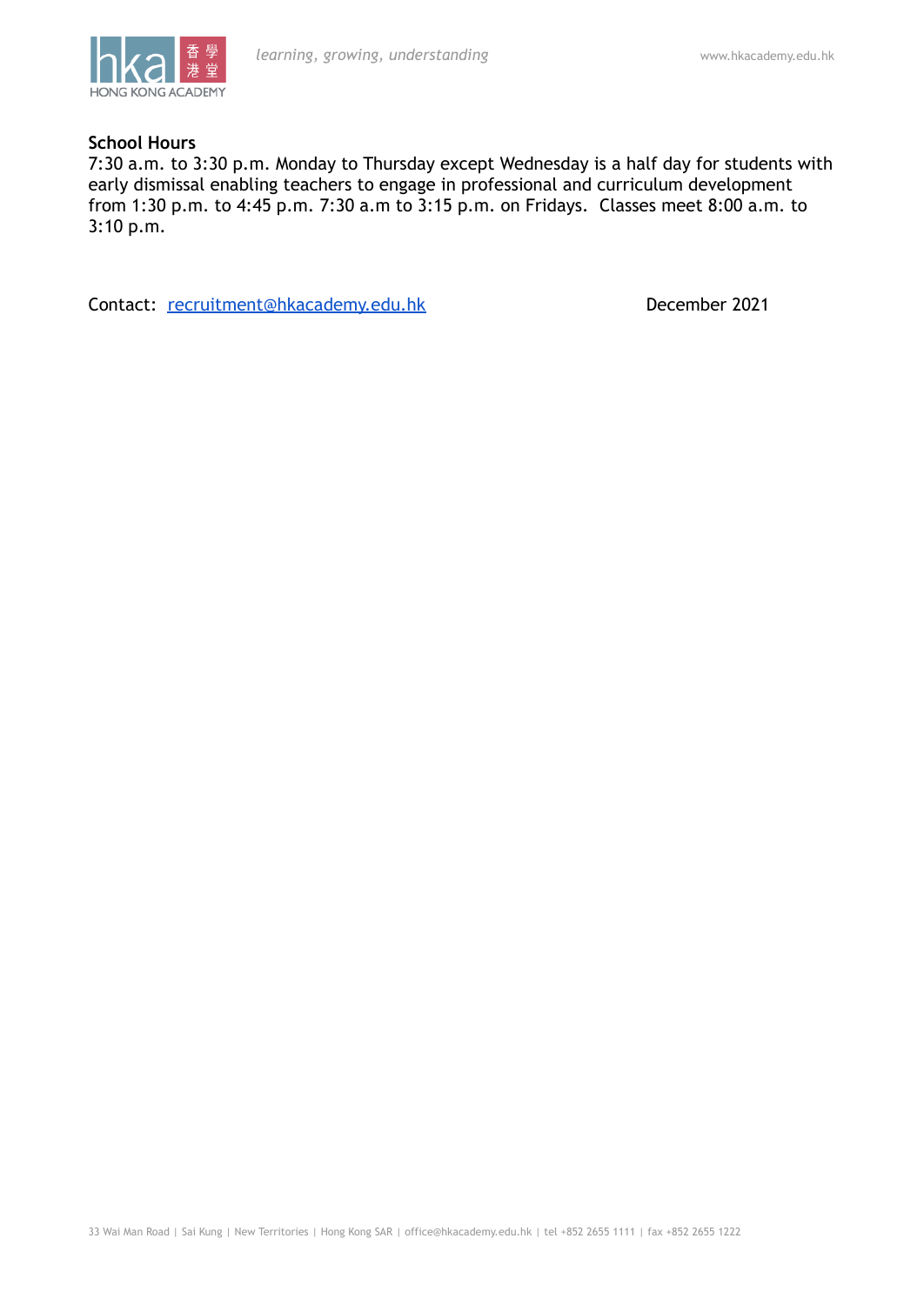**School Hours**

7:30 a.m. to 3:30 p.m. Monday to Thursday except Wednesday is a half day for students with early dismissal enabling teachers to engage in professional and curriculum development from 1:30 p.m. to 4:45 p.m. 7:30 a.m to 3:15 p.m. on Fridays. Classes meet 8:00 a.m. to 3:10 p.m.

Contact: recruitment@hkacademy.edu.hk December 2021